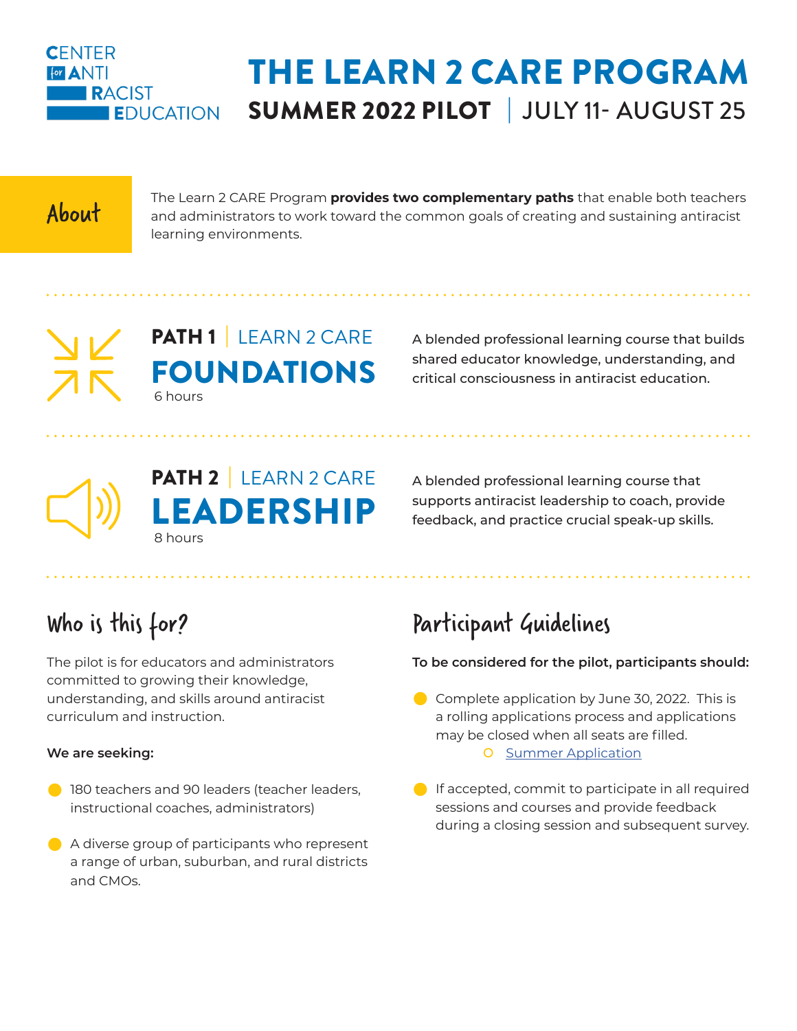CENTER for ANTI RACIST EDUCATION

# THE LEARN 2 CARE PROGRAM

## SUMMER 2022 PILOT | JULY 11- AUGUST 25

### About

The Learn 2 CARE Program **provides two complementary paths** that enable both teachers and administrators to work toward the common goals of creating and sustaining antiracist learning environments.

### PATH 1 | LEARN 2 CARE FOUNDATIONS

6 hours

A blended professional learning course that builds shared educator knowledge, understanding, and critical consciousness in antiracist education.

### PATH 2 | LEARN 2 CARE LEADERSHIP

8 hours

A blended professional learning course that supports antiracist leadership to coach, provide feedback, and practice crucial speak-up skills.

### Who is this for?

The pilot is for educators and administrators committed to growing their knowledge, understanding, and skills around antiracist curriculum and instruction.

**We are seeking:**

- 180 teachers and 90 leaders (teacher leaders, instructional coaches, administrators)
- A diverse group of participants who represent a range of urban, suburban, and rural districts and CMOs.

### Participant Guidelines

**To be considered for the pilot, participants should:**

- Complete application by June 30, 2022. This is a rolling applications process and applications may be closed when all seats are filled.
  - Summer Application
- If accepted, commit to participate in all required sessions and courses and provide feedback during a closing session and subsequent survey.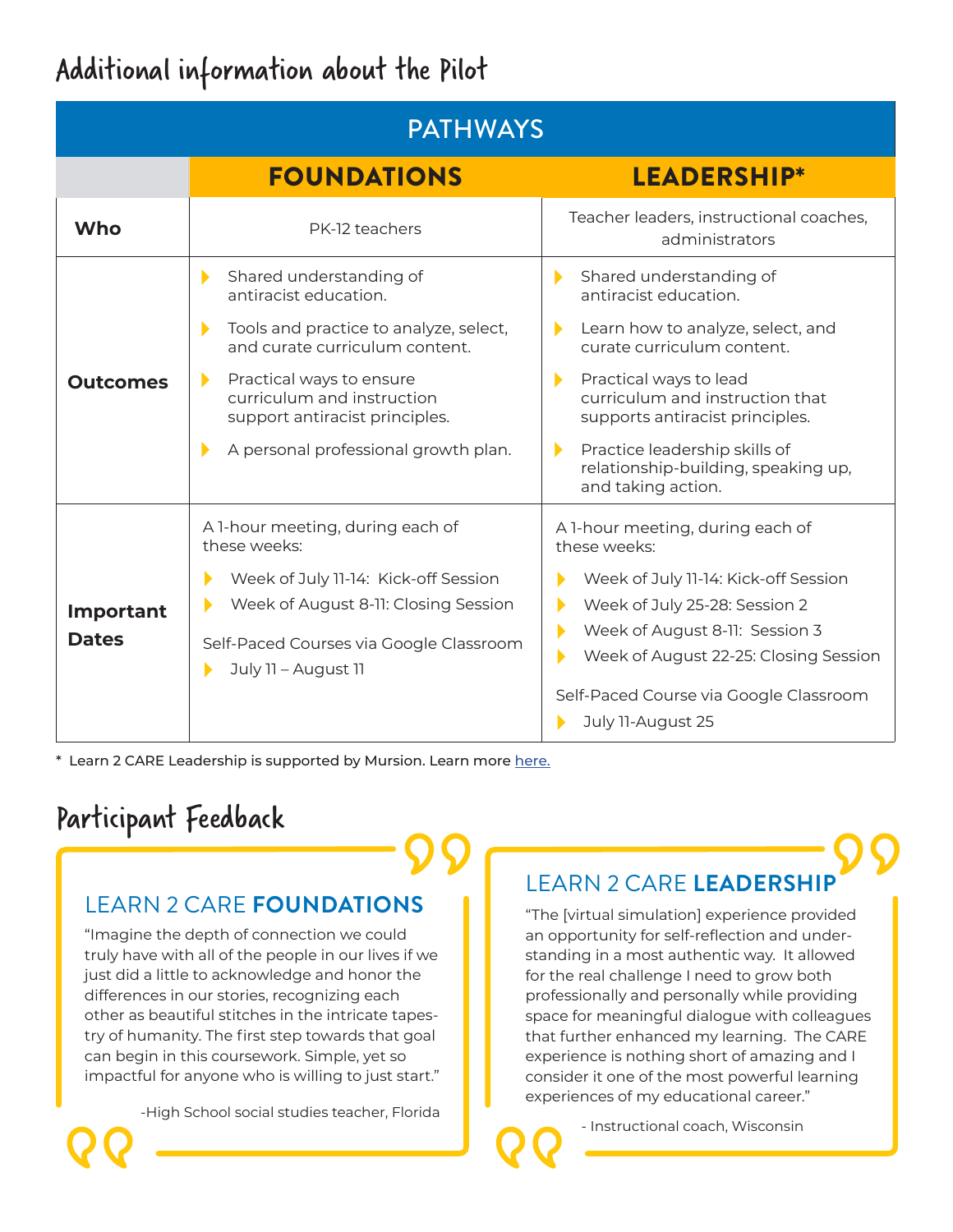## Additional information about the Pilot

| PATHWAYS | | |
|---|---|---|
| | **FOUNDATIONS** | **LEADERSHIP*** |
| **Who** | PK-12 teachers | Teacher leaders, instructional coaches, administrators |
| **Outcomes** | • Shared understanding of antiracist education.<br>• Tools and practice to analyze, select, and curate curriculum content.<br>• Practical ways to ensure curriculum and instruction support antiracist principles.<br>• A personal professional growth plan. | • Shared understanding of antiracist education.<br>• Learn how to analyze, select, and curate curriculum content.<br>• Practical ways to lead curriculum and instruction that supports antiracist principles.<br>• Practice leadership skills of relationship-building, speaking up, and taking action. |
| **Important Dates** | A 1-hour meeting, during each of these weeks:<br>• Week of July 11-14: Kick-off Session<br>• Week of August 8-11: Closing Session<br>Self-Paced Courses via Google Classroom<br>• July 11 – August 11 | A 1-hour meeting, during each of these weeks:<br>• Week of July 11-14: Kick-off Session<br>• Week of July 25-28: Session 2<br>• Week of August 8-11: Session 3<br>• Week of August 22-25: Closing Session<br>Self-Paced Course via Google Classroom<br>• July 11-August 25 |

* Learn 2 CARE Leadership is supported by Mursion. Learn more here.

## Participant Feedback

### LEARN 2 CARE **FOUNDATIONS**

"Imagine the depth of connection we could truly have with all of the people in our lives if we just did a little to acknowledge and honor the differences in our stories, recognizing each other as beautiful stitches in the intricate tapestry of humanity. The first step towards that goal can begin in this coursework. Simple, yet so impactful for anyone who is willing to just start."

-High School social studies teacher, Florida

### LEARN 2 CARE **LEADERSHIP**

"The [virtual simulation] experience provided an opportunity for self-reflection and understanding in a most authentic way. It allowed for the real challenge I need to grow both professionally and personally while providing space for meaningful dialogue with colleagues that further enhanced my learning. The CARE experience is nothing short of amazing and I consider it one of the most powerful learning experiences of my educational career."

- Instructional coach, Wisconsin